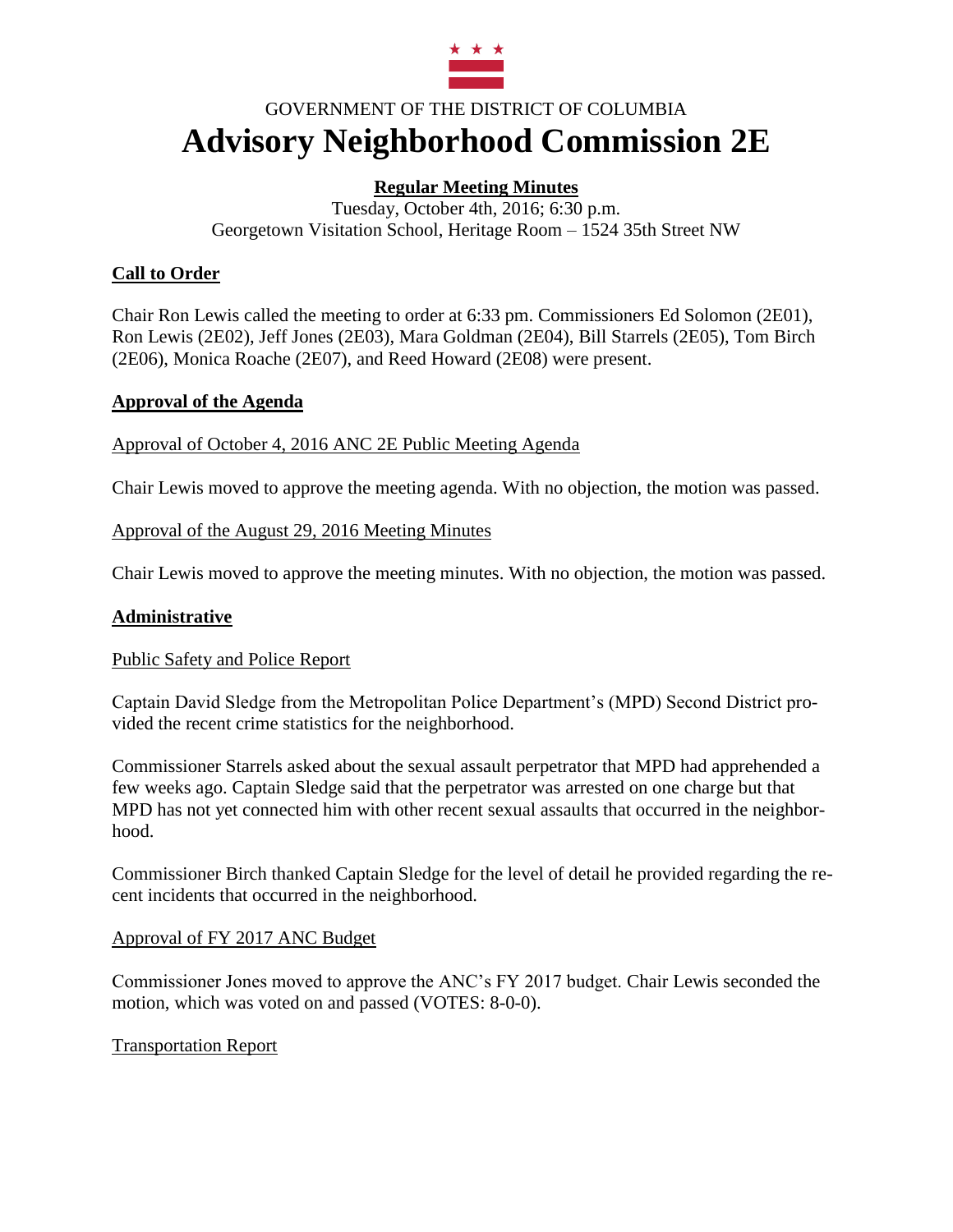GOVERNMENT OF THE DISTRICT OF COLUMBIA

# Advisory Neighborhood Commission 2E

**Regular Meeting Minutes**

Tuesday, October 4th, 2016; 6:30 p.m.
Georgetown Visitation School, Heritage Room – 1524 35th Street NW

## Call to Order

Chair Ron Lewis called the meeting to order at 6:33 pm. Commissioners Ed Solomon (2E01), Ron Lewis (2E02), Jeff Jones (2E03), Mara Goldman (2E04), Bill Starrels (2E05), Tom Birch (2E06), Monica Roache (2E07), and Reed Howard (2E08) were present.

## Approval of the Agenda

Approval of October 4, 2016 ANC 2E Public Meeting Agenda

Chair Lewis moved to approve the meeting agenda. With no objection, the motion was passed.

Approval of the August 29, 2016 Meeting Minutes

Chair Lewis moved to approve the meeting minutes. With no objection, the motion was passed.

## Administrative

Public Safety and Police Report

Captain David Sledge from the Metropolitan Police Department's (MPD) Second District provided the recent crime statistics for the neighborhood.

Commissioner Starrels asked about the sexual assault perpetrator that MPD had apprehended a few weeks ago. Captain Sledge said that the perpetrator was arrested on one charge but that MPD has not yet connected him with other recent sexual assaults that occurred in the neighborhood.

Commissioner Birch thanked Captain Sledge for the level of detail he provided regarding the recent incidents that occurred in the neighborhood.

Approval of FY 2017 ANC Budget

Commissioner Jones moved to approve the ANC's FY 2017 budget. Chair Lewis seconded the motion, which was voted on and passed (VOTES: 8-0-0).

Transportation Report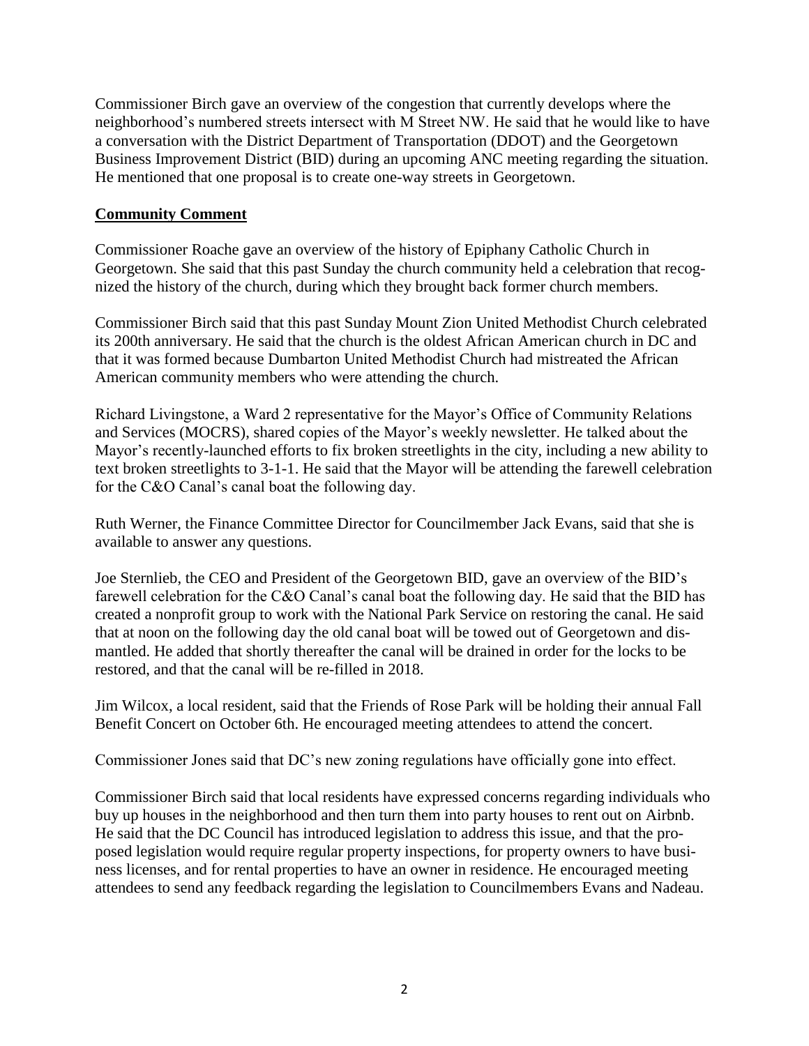Commissioner Birch gave an overview of the congestion that currently develops where the neighborhood's numbered streets intersect with M Street NW. He said that he would like to have a conversation with the District Department of Transportation (DDOT) and the Georgetown Business Improvement District (BID) during an upcoming ANC meeting regarding the situation. He mentioned that one proposal is to create one-way streets in Georgetown.

## Community Comment

Commissioner Roache gave an overview of the history of Epiphany Catholic Church in Georgetown. She said that this past Sunday the church community held a celebration that recognized the history of the church, during which they brought back former church members.

Commissioner Birch said that this past Sunday Mount Zion United Methodist Church celebrated its 200th anniversary. He said that the church is the oldest African American church in DC and that it was formed because Dumbarton United Methodist Church had mistreated the African American community members who were attending the church.

Richard Livingstone, a Ward 2 representative for the Mayor's Office of Community Relations and Services (MOCRS), shared copies of the Mayor's weekly newsletter. He talked about the Mayor's recently-launched efforts to fix broken streetlights in the city, including a new ability to text broken streetlights to 3-1-1. He said that the Mayor will be attending the farewell celebration for the C&O Canal's canal boat the following day.

Ruth Werner, the Finance Committee Director for Councilmember Jack Evans, said that she is available to answer any questions.

Joe Sternlieb, the CEO and President of the Georgetown BID, gave an overview of the BID's farewell celebration for the C&O Canal's canal boat the following day. He said that the BID has created a nonprofit group to work with the National Park Service on restoring the canal. He said that at noon on the following day the old canal boat will be towed out of Georgetown and dismantled. He added that shortly thereafter the canal will be drained in order for the locks to be restored, and that the canal will be re-filled in 2018.

Jim Wilcox, a local resident, said that the Friends of Rose Park will be holding their annual Fall Benefit Concert on October 6th. He encouraged meeting attendees to attend the concert.

Commissioner Jones said that DC's new zoning regulations have officially gone into effect.

Commissioner Birch said that local residents have expressed concerns regarding individuals who buy up houses in the neighborhood and then turn them into party houses to rent out on Airbnb. He said that the DC Council has introduced legislation to address this issue, and that the proposed legislation would require regular property inspections, for property owners to have business licenses, and for rental properties to have an owner in residence. He encouraged meeting attendees to send any feedback regarding the legislation to Councilmembers Evans and Nadeau.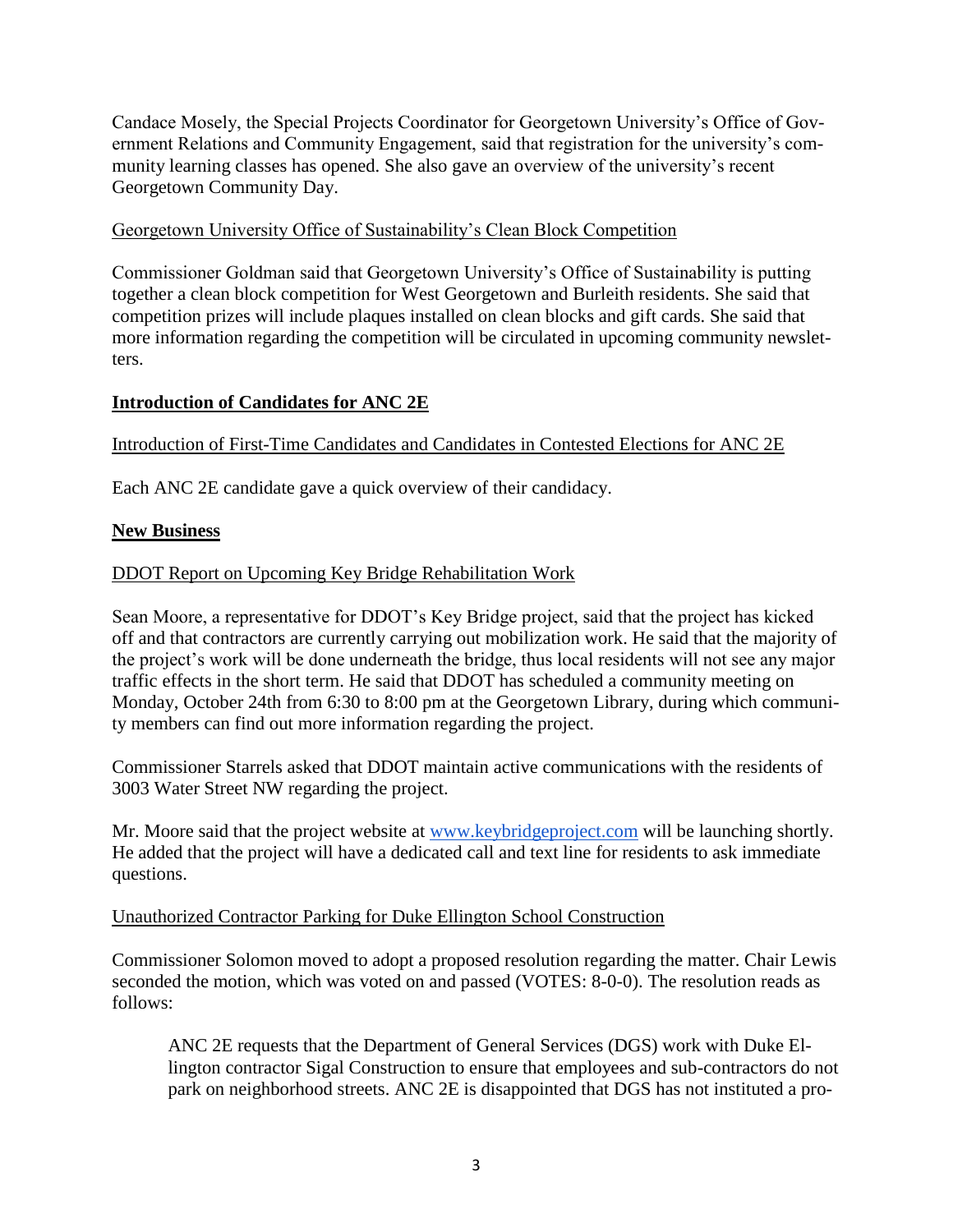Candace Mosely, the Special Projects Coordinator for Georgetown University's Office of Government Relations and Community Engagement, said that registration for the university's community learning classes has opened. She also gave an overview of the university's recent Georgetown Community Day.

Georgetown University Office of Sustainability's Clean Block Competition

Commissioner Goldman said that Georgetown University's Office of Sustainability is putting together a clean block competition for West Georgetown and Burleith residents. She said that competition prizes will include plaques installed on clean blocks and gift cards. She said that more information regarding the competition will be circulated in upcoming community newsletters.

## Introduction of Candidates for ANC 2E

Introduction of First-Time Candidates and Candidates in Contested Elections for ANC 2E

Each ANC 2E candidate gave a quick overview of their candidacy.

## New Business

DDOT Report on Upcoming Key Bridge Rehabilitation Work

Sean Moore, a representative for DDOT's Key Bridge project, said that the project has kicked off and that contractors are currently carrying out mobilization work. He said that the majority of the project's work will be done underneath the bridge, thus local residents will not see any major traffic effects in the short term. He said that DDOT has scheduled a community meeting on Monday, October 24th from 6:30 to 8:00 pm at the Georgetown Library, during which community members can find out more information regarding the project.

Commissioner Starrels asked that DDOT maintain active communications with the residents of 3003 Water Street NW regarding the project.

Mr. Moore said that the project website at [www.keybridgeproject.com](http://www.keybridgeproject.com) will be launching shortly. He added that the project will have a dedicated call and text line for residents to ask immediate questions.

Unauthorized Contractor Parking for Duke Ellington School Construction

Commissioner Solomon moved to adopt a proposed resolution regarding the matter. Chair Lewis seconded the motion, which was voted on and passed (VOTES: 8-0-0). The resolution reads as follows:

> ANC 2E requests that the Department of General Services (DGS) work with Duke Ellington contractor Sigal Construction to ensure that employees and sub-contractors do not park on neighborhood streets. ANC 2E is disappointed that DGS has not instituted a pro-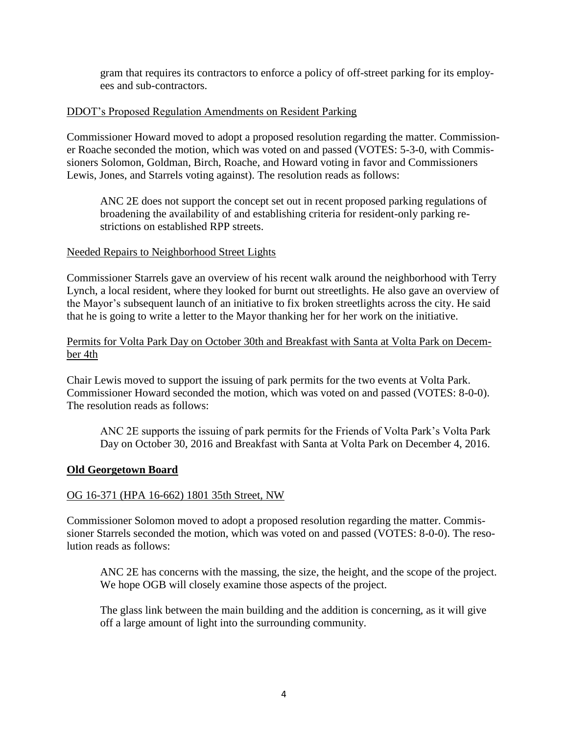gram that requires its contractors to enforce a policy of off-street parking for its employees and sub-contractors.

DDOT's Proposed Regulation Amendments on Resident Parking

Commissioner Howard moved to adopt a proposed resolution regarding the matter. Commissioner Roache seconded the motion, which was voted on and passed (VOTES: 5-3-0, with Commissioners Solomon, Goldman, Birch, Roache, and Howard voting in favor and Commissioners Lewis, Jones, and Starrels voting against). The resolution reads as follows:

> ANC 2E does not support the concept set out in recent proposed parking regulations of broadening the availability of and establishing criteria for resident-only parking restrictions on established RPP streets.

Needed Repairs to Neighborhood Street Lights

Commissioner Starrels gave an overview of his recent walk around the neighborhood with Terry Lynch, a local resident, where they looked for burnt out streetlights. He also gave an overview of the Mayor's subsequent launch of an initiative to fix broken streetlights across the city. He said that he is going to write a letter to the Mayor thanking her for her work on the initiative.

Permits for Volta Park Day on October 30th and Breakfast with Santa at Volta Park on December 4th

Chair Lewis moved to support the issuing of park permits for the two events at Volta Park. Commissioner Howard seconded the motion, which was voted on and passed (VOTES: 8-0-0). The resolution reads as follows:

> ANC 2E supports the issuing of park permits for the Friends of Volta Park's Volta Park Day on October 30, 2016 and Breakfast with Santa at Volta Park on December 4, 2016.

## Old Georgetown Board

OG 16-371 (HPA 16-662) 1801 35th Street, NW

Commissioner Solomon moved to adopt a proposed resolution regarding the matter. Commissioner Starrels seconded the motion, which was voted on and passed (VOTES: 8-0-0). The resolution reads as follows:

> ANC 2E has concerns with the massing, the size, the height, and the scope of the project. We hope OGB will closely examine those aspects of the project.
>
> The glass link between the main building and the addition is concerning, as it will give off a large amount of light into the surrounding community.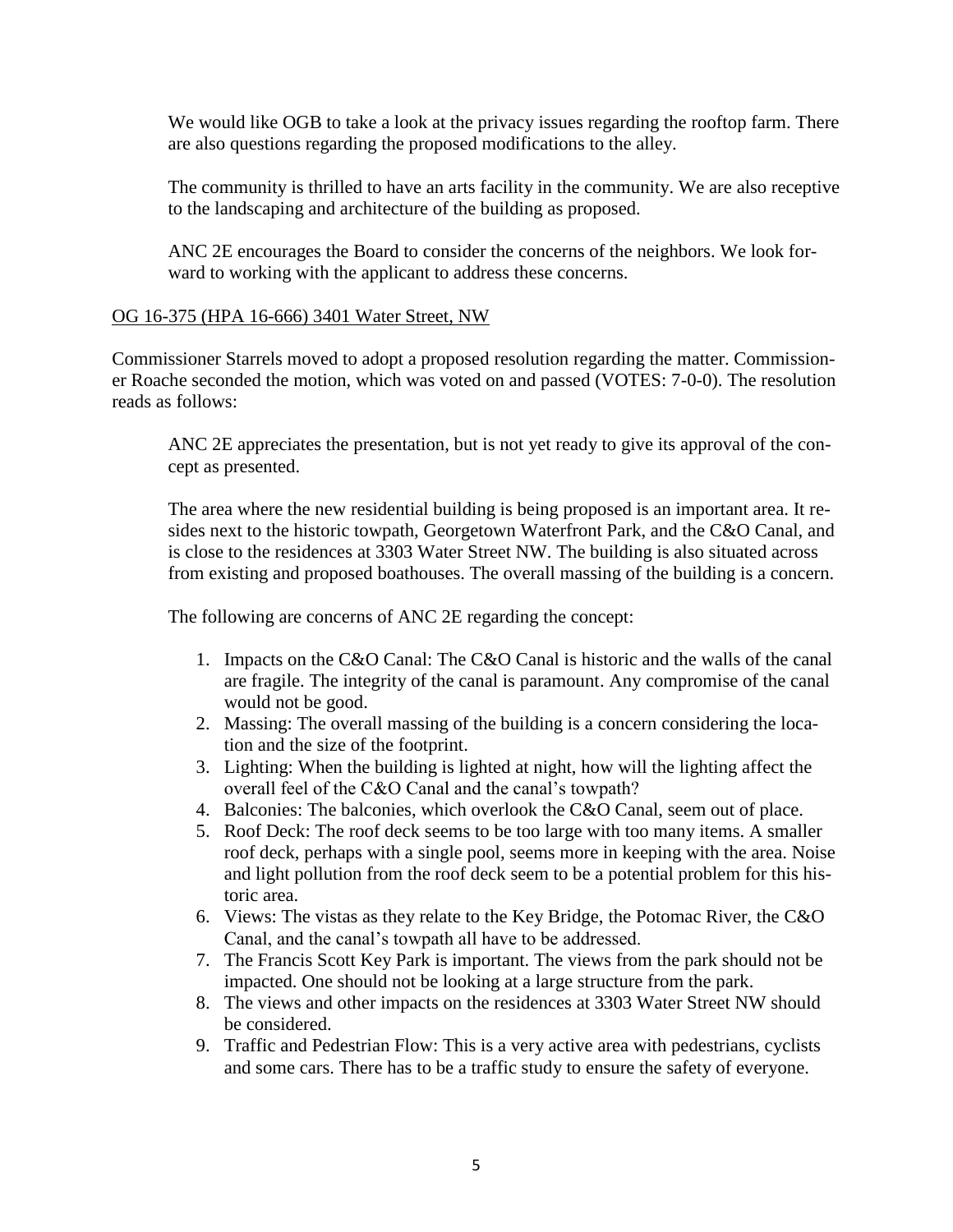We would like OGB to take a look at the privacy issues regarding the rooftop farm. There are also questions regarding the proposed modifications to the alley.

The community is thrilled to have an arts facility in the community. We are also receptive to the landscaping and architecture of the building as proposed.

ANC 2E encourages the Board to consider the concerns of the neighbors. We look forward to working with the applicant to address these concerns.

<u>OG 16-375 (HPA 16-666) 3401 Water Street, NW</u>

Commissioner Starrels moved to adopt a proposed resolution regarding the matter. Commissioner Roache seconded the motion, which was voted on and passed (VOTES: 7-0-0). The resolution reads as follows:

ANC 2E appreciates the presentation, but is not yet ready to give its approval of the concept as presented.

The area where the new residential building is being proposed is an important area. It resides next to the historic towpath, Georgetown Waterfront Park, and the C&O Canal, and is close to the residences at 3303 Water Street NW. The building is also situated across from existing and proposed boathouses. The overall massing of the building is a concern.

The following are concerns of ANC 2E regarding the concept:

1. Impacts on the C&O Canal: The C&O Canal is historic and the walls of the canal are fragile. The integrity of the canal is paramount. Any compromise of the canal would not be good.
2. Massing: The overall massing of the building is a concern considering the location and the size of the footprint.
3. Lighting: When the building is lighted at night, how will the lighting affect the overall feel of the C&O Canal and the canal's towpath?
4. Balconies: The balconies, which overlook the C&O Canal, seem out of place.
5. Roof Deck: The roof deck seems to be too large with too many items. A smaller roof deck, perhaps with a single pool, seems more in keeping with the area. Noise and light pollution from the roof deck seem to be a potential problem for this historic area.
6. Views: The vistas as they relate to the Key Bridge, the Potomac River, the C&O Canal, and the canal's towpath all have to be addressed.
7. The Francis Scott Key Park is important. The views from the park should not be impacted. One should not be looking at a large structure from the park.
8. The views and other impacts on the residences at 3303 Water Street NW should be considered.
9. Traffic and Pedestrian Flow: This is a very active area with pedestrians, cyclists and some cars. There has to be a traffic study to ensure the safety of everyone.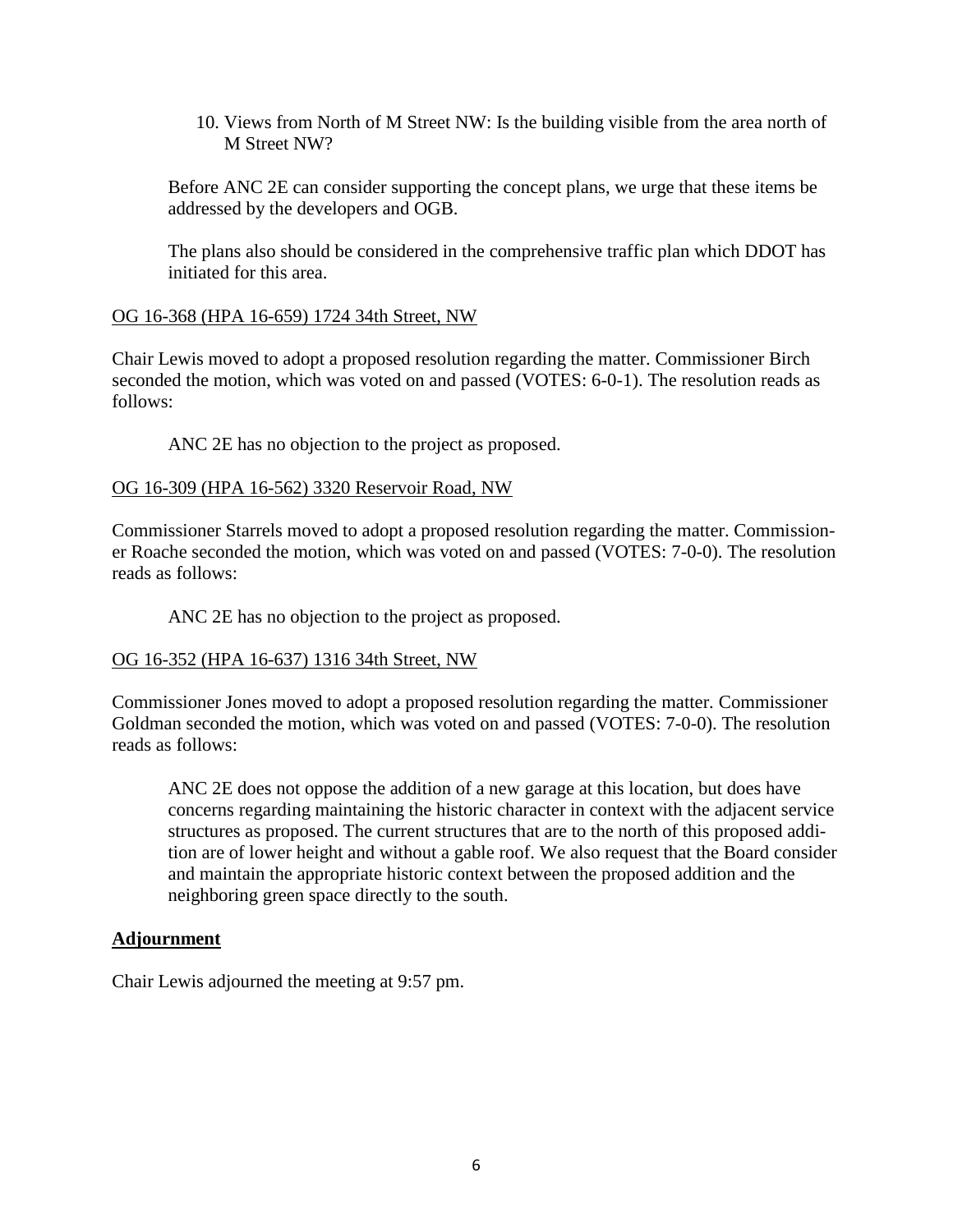10. Views from North of M Street NW: Is the building visible from the area north of M Street NW?

Before ANC 2E can consider supporting the concept plans, we urge that these items be addressed by the developers and OGB.

The plans also should be considered in the comprehensive traffic plan which DDOT has initiated for this area.

<u>OG 16-368 (HPA 16-659) 1724 34th Street, NW</u>

Chair Lewis moved to adopt a proposed resolution regarding the matter. Commissioner Birch seconded the motion, which was voted on and passed (VOTES: 6-0-1). The resolution reads as follows:

> ANC 2E has no objection to the project as proposed.

<u>OG 16-309 (HPA 16-562) 3320 Reservoir Road, NW</u>

Commissioner Starrels moved to adopt a proposed resolution regarding the matter. Commissioner Roache seconded the motion, which was voted on and passed (VOTES: 7-0-0). The resolution reads as follows:

> ANC 2E has no objection to the project as proposed.

<u>OG 16-352 (HPA 16-637) 1316 34th Street, NW</u>

Commissioner Jones moved to adopt a proposed resolution regarding the matter. Commissioner Goldman seconded the motion, which was voted on and passed (VOTES: 7-0-0). The resolution reads as follows:

> ANC 2E does not oppose the addition of a new garage at this location, but does have concerns regarding maintaining the historic character in context with the adjacent service structures as proposed. The current structures that are to the north of this proposed addition are of lower height and without a gable roof. We also request that the Board consider and maintain the appropriate historic context between the proposed addition and the neighboring green space directly to the south.

## Adjournment

Chair Lewis adjourned the meeting at 9:57 pm.